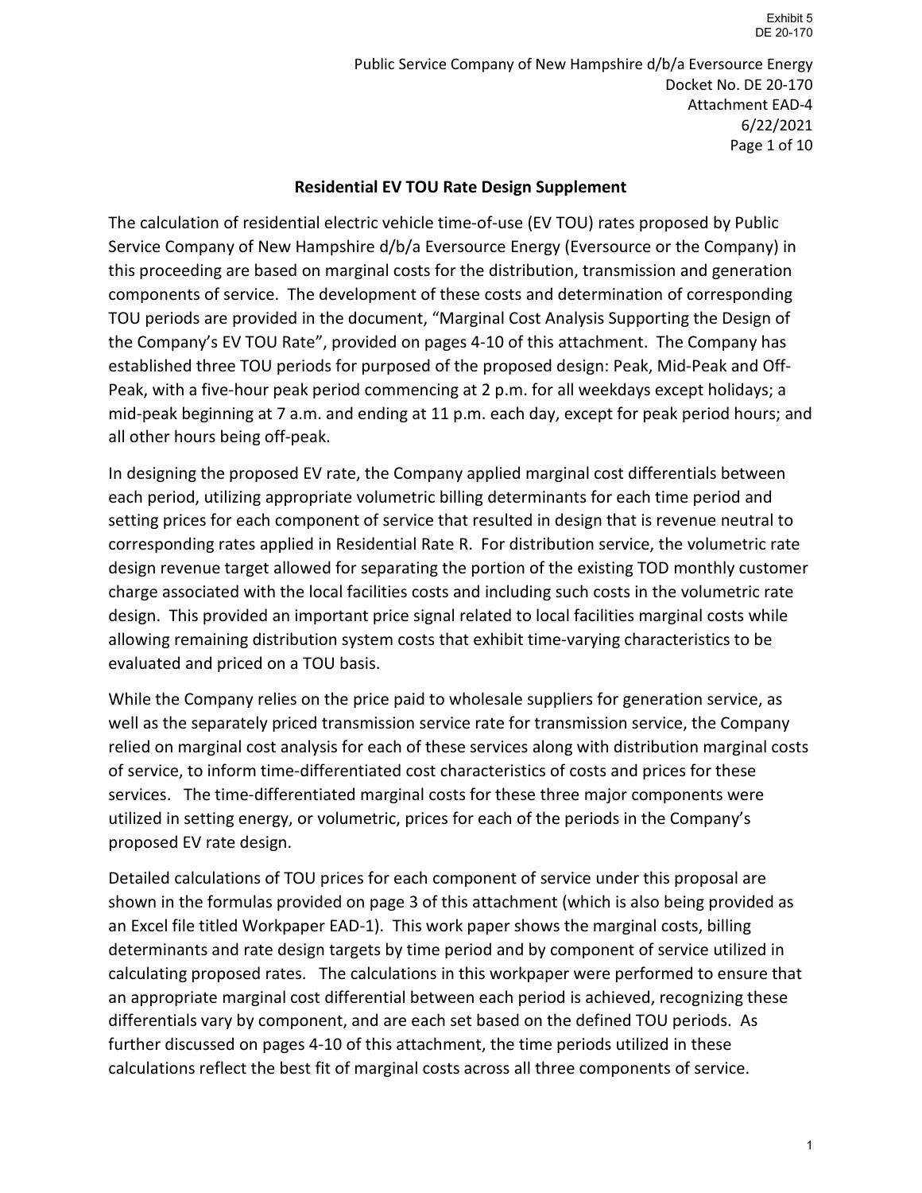## Residential EV TOU Rate Design Supplement

The calculation of residential electric vehicle time-of-use (EV TOU) rates proposed by Public Service Company of New Hampshire d/b/a Eversource Energy (Eversource or the Company) in this proceeding are based on marginal costs for the distribution, transmission and generation components of service. The development of these costs and determination of corresponding TOU periods are provided in the document, "Marginal Cost Analysis Supporting the Design of the Company's EV TOU Rate", provided on pages 4-10 of this attachment. The Company has established three TOU periods for purposed of the proposed design: Peak, Mid-Peak and Off-Peak, with a five-hour peak period commencing at 2 p.m. for all weekdays except holidays; a mid-peak beginning at 7 a.m. and ending at 11 p.m. each day, except for peak period hours; and all other hours being off-peak.

In designing the proposed EV rate, the Company applied marginal cost differentials between each period, utilizing appropriate volumetric billing determinants for each time period and setting prices for each component of service that resulted in design that is revenue neutral to corresponding rates applied in Residential Rate R. For distribution service, the volumetric rate design revenue target allowed for separating the portion of the existing TOD monthly customer charge associated with the local facilities costs and including such costs in the volumetric rate design. This provided an important price signal related to local facilities marginal costs while allowing remaining distribution system costs that exhibit time-varying characteristics to be evaluated and priced on a TOU basis.

While the Company relies on the price paid to wholesale suppliers for generation service, as well as the separately priced transmission service rate for transmission service, the Company relied on marginal cost analysis for each of these services along with distribution marginal costs of service, to inform time-differentiated cost characteristics of costs and prices for these services. The time-differentiated marginal costs for these three major components were utilized in setting energy, or volumetric, prices for each of the periods in the Company's proposed EV rate design.

Detailed calculations of TOU prices for each component of service under this proposal are shown in the formulas provided on page 3 of this attachment (which is also being provided as an Excel file titled Workpaper EAD-1). This work paper shows the marginal costs, billing determinants and rate design targets by time period and by component of service utilized in calculating proposed rates. The calculations in this workpaper were performed to ensure that an appropriate marginal cost differential between each period is achieved, recognizing these differentials vary by component, and are each set based on the defined TOU periods. As further discussed on pages 4-10 of this attachment, the time periods utilized in these calculations reflect the best fit of marginal costs across all three components of service.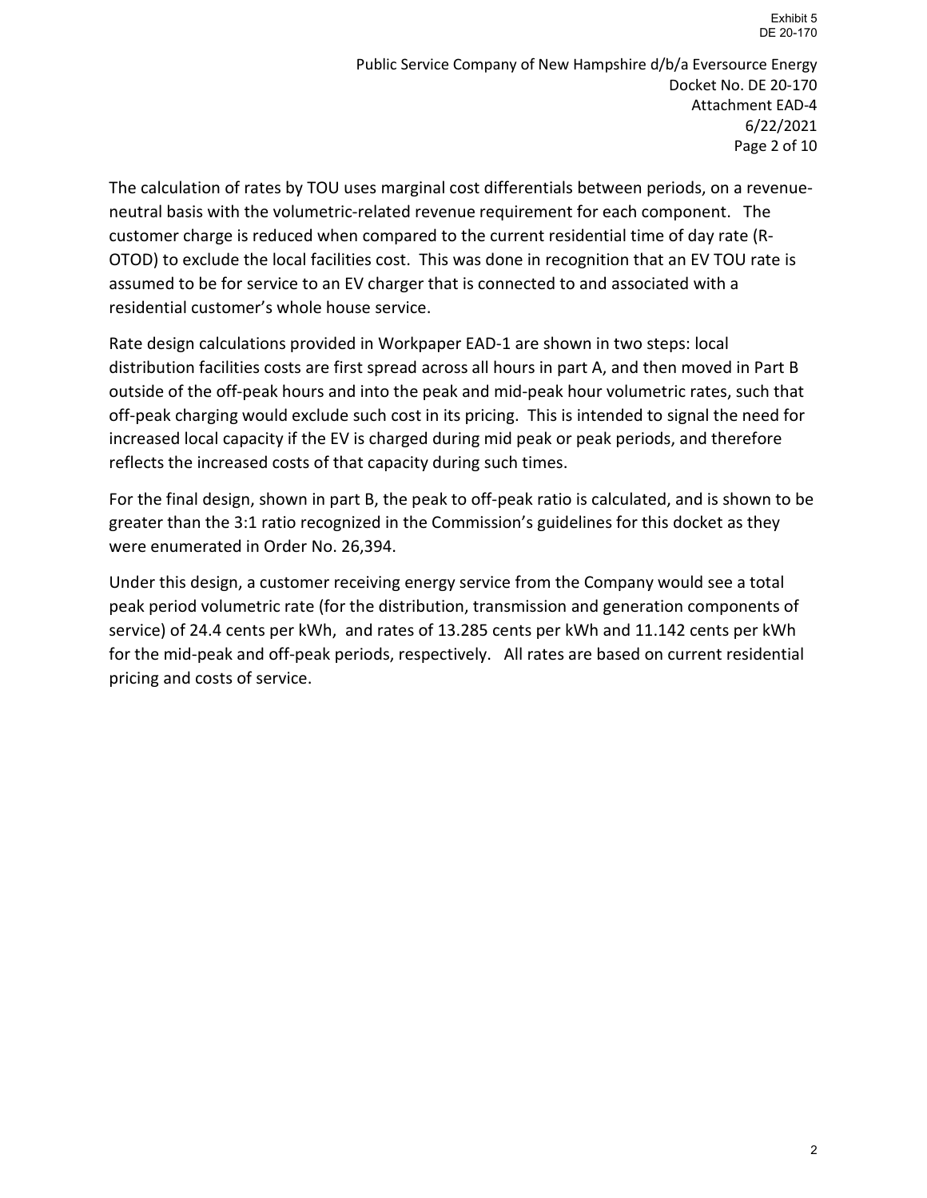The calculation of rates by TOU uses marginal cost differentials between periods, on a revenue-neutral basis with the volumetric-related revenue requirement for each component. The customer charge is reduced when compared to the current residential time of day rate (R-OTOD) to exclude the local facilities cost. This was done in recognition that an EV TOU rate is assumed to be for service to an EV charger that is connected to and associated with a residential customer's whole house service.

Rate design calculations provided in Workpaper EAD-1 are shown in two steps: local distribution facilities costs are first spread across all hours in part A, and then moved in Part B outside of the off-peak hours and into the peak and mid-peak hour volumetric rates, such that off-peak charging would exclude such cost in its pricing. This is intended to signal the need for increased local capacity if the EV is charged during mid peak or peak periods, and therefore reflects the increased costs of that capacity during such times.

For the final design, shown in part B, the peak to off-peak ratio is calculated, and is shown to be greater than the 3:1 ratio recognized in the Commission's guidelines for this docket as they were enumerated in Order No. 26,394.

Under this design, a customer receiving energy service from the Company would see a total peak period volumetric rate (for the distribution, transmission and generation components of service) of 24.4 cents per kWh, and rates of 13.285 cents per kWh and 11.142 cents per kWh for the mid-peak and off-peak periods, respectively. All rates are based on current residential pricing and costs of service.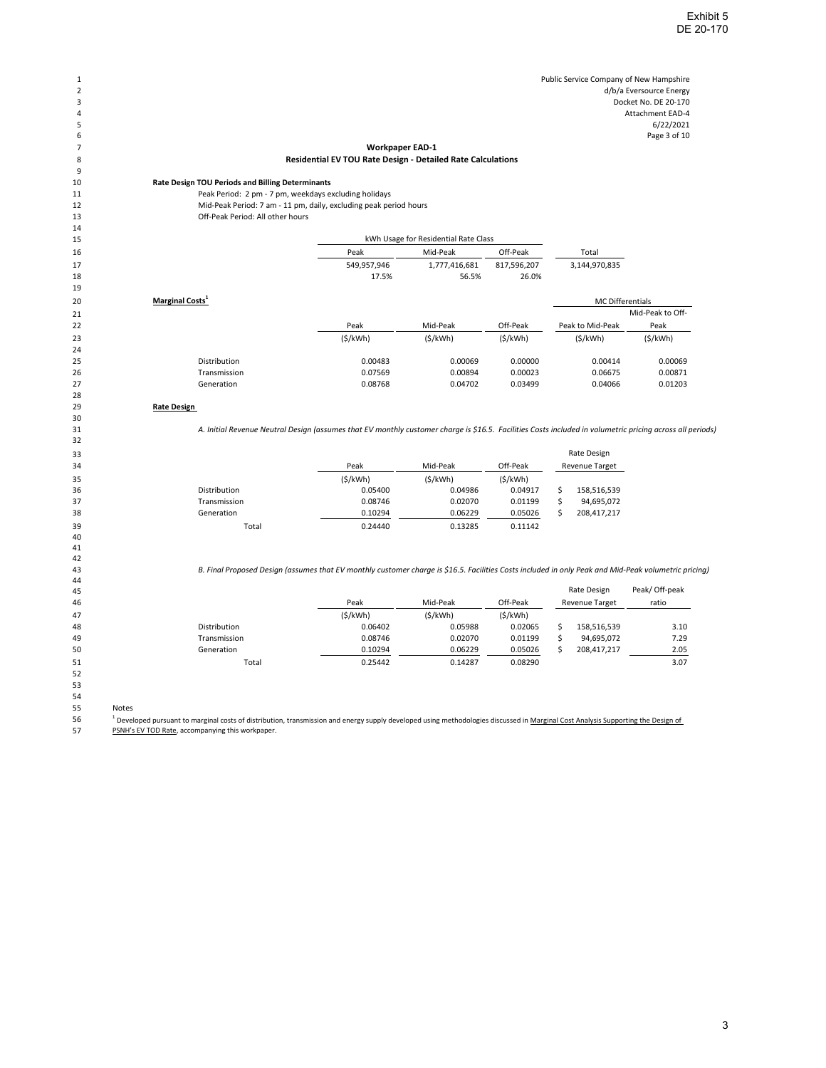Exhibit 5
DE 20-170

Public Service Company of New Hampshire
d/b/a Eversource Energy
Docket No. DE 20-170
Attachment EAD-4
6/22/2021

## Workpaper EAD-1
### Residential EV TOU Rate Design - Detailed Rate Calculations

**Rate Design TOU Periods and Billing Determinants**

Peak Period: 2 pm - 7 pm, weekdays excluding holidays
Mid-Peak Period: 7 am - 11 pm, daily, excluding peak period hours
Off-Peak Period: All other hours

| | kWh Usage for Residential Rate Class | | | |
|---|---|---|---|---|
| | Peak | Mid-Peak | Off-Peak | Total |
| | 549,957,946 | 1,777,416,681 | 817,596,207 | 3,144,970,835 |
| | 17.5% | 56.5% | 26.0% | |

**Marginal Costs[1]**

| | | | | MC Differentials | |
|---|---|---|---|---|---|
| | Peak | Mid-Peak | Off-Peak | Peak to Mid-Peak | Mid-Peak to Off-Peak |
| | ($/kWh) | ($/kWh) | ($/kWh) | ($/kWh) | ($/kWh) |
| Distribution | 0.00483 | 0.00069 | 0.00000 | 0.00414 | 0.00069 |
| Transmission | 0.07569 | 0.00894 | 0.00023 | 0.06675 | 0.00871 |
| Generation | 0.08768 | 0.04702 | 0.03499 | 0.04066 | 0.01203 |

**Rate Design**

*A. Initial Revenue Neutral Design (assumes that EV monthly customer charge is $16.5. Facilities Costs included in volumetric pricing across all periods)*

| | Peak | Mid-Peak | Off-Peak | Rate Design Revenue Target |
|---|---|---|---|---|
| | ($/kWh) | ($/kWh) | ($/kWh) | |
| Distribution | 0.05400 | 0.04986 | 0.04917 | $ 158,516,539 |
| Transmission | 0.08746 | 0.02070 | 0.01199 | $ 94,695,072 |
| Generation | 0.10294 | 0.06229 | 0.05026 | $ 208,417,217 |
| Total | 0.24440 | 0.13285 | 0.11142 | |

*B. Final Proposed Design (assumes that EV monthly customer charge is $16.5. Facilities Costs included in only Peak and Mid-Peak volumetric pricing)*

| | Peak | Mid-Peak | Off-Peak | Rate Design Revenue Target | Peak/ Off-peak ratio |
|---|---|---|---|---|---|
| | ($/kWh) | ($/kWh) | ($/kWh) | | |
| Distribution | 0.06402 | 0.05988 | 0.02065 | $ 158,516,539 | 3.10 |
| Transmission | 0.08746 | 0.02070 | 0.01199 | $ 94,695,072 | 7.29 |
| Generation | 0.10294 | 0.06229 | 0.05026 | $ 208,417,217 | 2.05 |
| Total | 0.25442 | 0.14287 | 0.08290 | | 3.07 |

Notes

[1] Developed pursuant to marginal costs of distribution, transmission and energy supply developed using methodologies discussed in Marginal Cost Analysis Supporting the Design of PSNH's EV TOD Rate, accompanying this workpaper.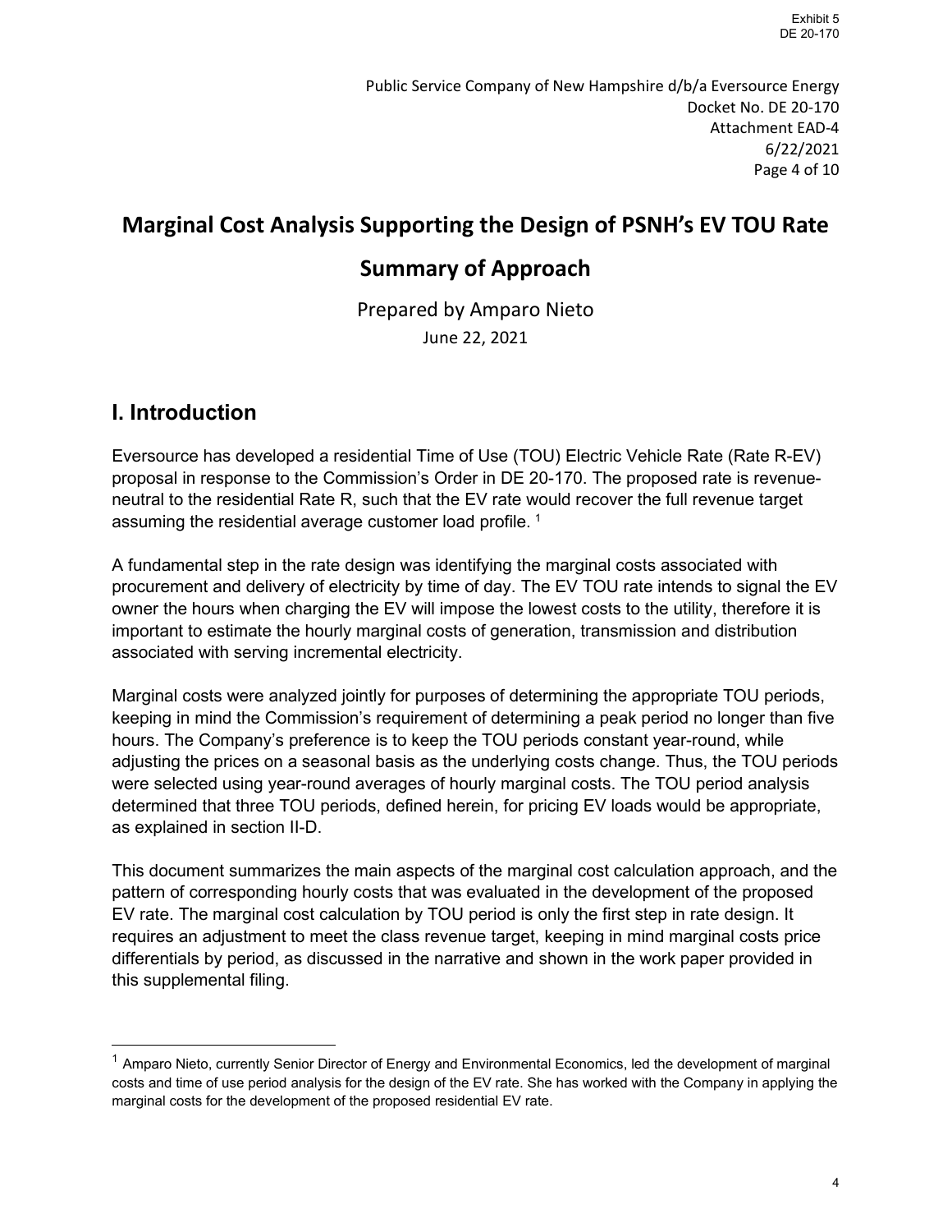# Marginal Cost Analysis Supporting the Design of PSNH's EV TOU Rate

## Summary of Approach

Prepared by Amparo Nieto

June 22, 2021

## I. Introduction

Eversource has developed a residential Time of Use (TOU) Electric Vehicle Rate (Rate R-EV) proposal in response to the Commission's Order in DE 20-170. The proposed rate is revenue-neutral to the residential Rate R, such that the EV rate would recover the full revenue target assuming the residential average customer load profile. [1]

A fundamental step in the rate design was identifying the marginal costs associated with procurement and delivery of electricity by time of day. The EV TOU rate intends to signal the EV owner the hours when charging the EV will impose the lowest costs to the utility, therefore it is important to estimate the hourly marginal costs of generation, transmission and distribution associated with serving incremental electricity.

Marginal costs were analyzed jointly for purposes of determining the appropriate TOU periods, keeping in mind the Commission's requirement of determining a peak period no longer than five hours. The Company's preference is to keep the TOU periods constant year-round, while adjusting the prices on a seasonal basis as the underlying costs change. Thus, the TOU periods were selected using year-round averages of hourly marginal costs. The TOU period analysis determined that three TOU periods, defined herein, for pricing EV loads would be appropriate, as explained in section II-D.

This document summarizes the main aspects of the marginal cost calculation approach, and the pattern of corresponding hourly costs that was evaluated in the development of the proposed EV rate. The marginal cost calculation by TOU period is only the first step in rate design. It requires an adjustment to meet the class revenue target, keeping in mind marginal costs price differentials by period, as discussed in the narrative and shown in the work paper provided in this supplemental filing.

---

[1] Amparo Nieto, currently Senior Director of Energy and Environmental Economics, led the development of marginal costs and time of use period analysis for the design of the EV rate. She has worked with the Company in applying the marginal costs for the development of the proposed residential EV rate.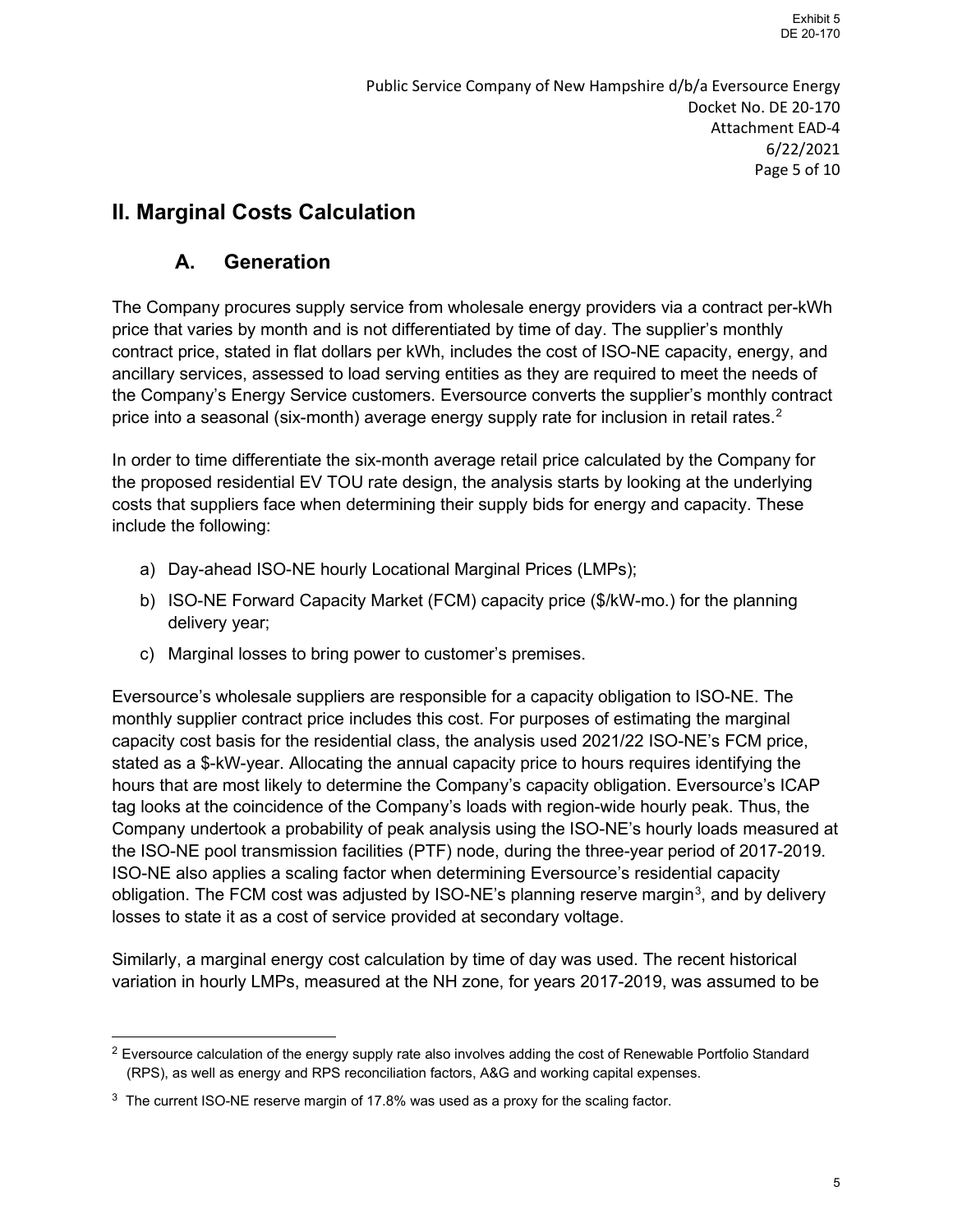## II. Marginal Costs Calculation

### A. Generation

The Company procures supply service from wholesale energy providers via a contract per-kWh price that varies by month and is not differentiated by time of day. The supplier's monthly contract price, stated in flat dollars per kWh, includes the cost of ISO-NE capacity, energy, and ancillary services, assessed to load serving entities as they are required to meet the needs of the Company's Energy Service customers. Eversource converts the supplier's monthly contract price into a seasonal (six-month) average energy supply rate for inclusion in retail rates.[2]

In order to time differentiate the six-month average retail price calculated by the Company for the proposed residential EV TOU rate design, the analysis starts by looking at the underlying costs that suppliers face when determining their supply bids for energy and capacity. These include the following:

a) Day-ahead ISO-NE hourly Locational Marginal Prices (LMPs);
b) ISO-NE Forward Capacity Market (FCM) capacity price ($/kW-mo.) for the planning delivery year;
c) Marginal losses to bring power to customer's premises.

Eversource's wholesale suppliers are responsible for a capacity obligation to ISO-NE. The monthly supplier contract price includes this cost. For purposes of estimating the marginal capacity cost basis for the residential class, the analysis used 2021/22 ISO-NE's FCM price, stated as a $-kW-year. Allocating the annual capacity price to hours requires identifying the hours that are most likely to determine the Company's capacity obligation. Eversource's ICAP tag looks at the coincidence of the Company's loads with region-wide hourly peak. Thus, the Company undertook a probability of peak analysis using the ISO-NE's hourly loads measured at the ISO-NE pool transmission facilities (PTF) node, during the three-year period of 2017-2019. ISO-NE also applies a scaling factor when determining Eversource's residential capacity obligation. The FCM cost was adjusted by ISO-NE's planning reserve margin[3], and by delivery losses to state it as a cost of service provided at secondary voltage.

Similarly, a marginal energy cost calculation by time of day was used. The recent historical variation in hourly LMPs, measured at the NH zone, for years 2017-2019, was assumed to be

---

[2] Eversource calculation of the energy supply rate also involves adding the cost of Renewable Portfolio Standard (RPS), as well as energy and RPS reconciliation factors, A&G and working capital expenses.

[3] The current ISO-NE reserve margin of 17.8% was used as a proxy for the scaling factor.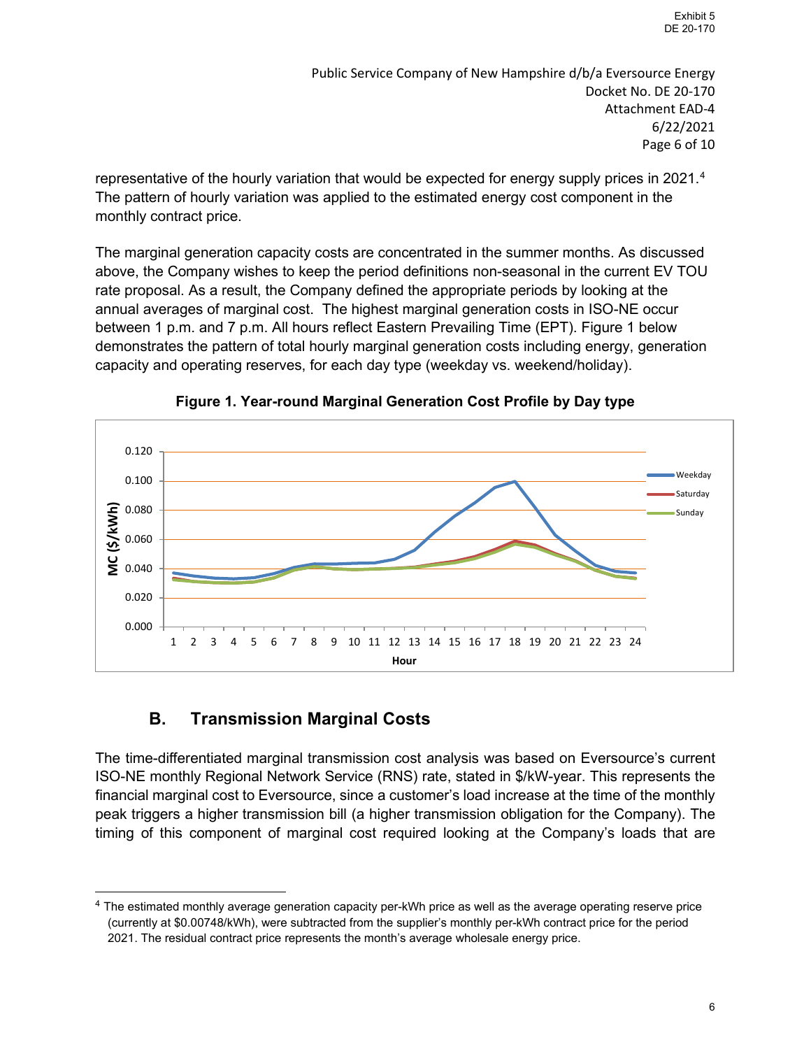representative of the hourly variation that would be expected for energy supply prices in 2021.[4] The pattern of hourly variation was applied to the estimated energy cost component in the monthly contract price.

The marginal generation capacity costs are concentrated in the summer months. As discussed above, the Company wishes to keep the period definitions non-seasonal in the current EV TOU rate proposal. As a result, the Company defined the appropriate periods by looking at the annual averages of marginal cost. The highest marginal generation costs in ISO-NE occur between 1 p.m. and 7 p.m. All hours reflect Eastern Prevailing Time (EPT). Figure 1 below demonstrates the pattern of total hourly marginal generation costs including energy, generation capacity and operating reserves, for each day type (weekday vs. weekend/holiday).

**Figure 1. Year-round Marginal Generation Cost Profile by Day type**

## B. Transmission Marginal Costs

The time-differentiated marginal transmission cost analysis was based on Eversource's current ISO-NE monthly Regional Network Service (RNS) rate, stated in $/kW-year. This represents the financial marginal cost to Eversource, since a customer's load increase at the time of the monthly peak triggers a higher transmission bill (a higher transmission obligation for the Company). The timing of this component of marginal cost required looking at the Company's loads that are

[4] The estimated monthly average generation capacity per-kWh price as well as the average operating reserve price (currently at $0.00748/kWh), were subtracted from the supplier's monthly per-kWh contract price for the period 2021. The residual contract price represents the month's average wholesale energy price.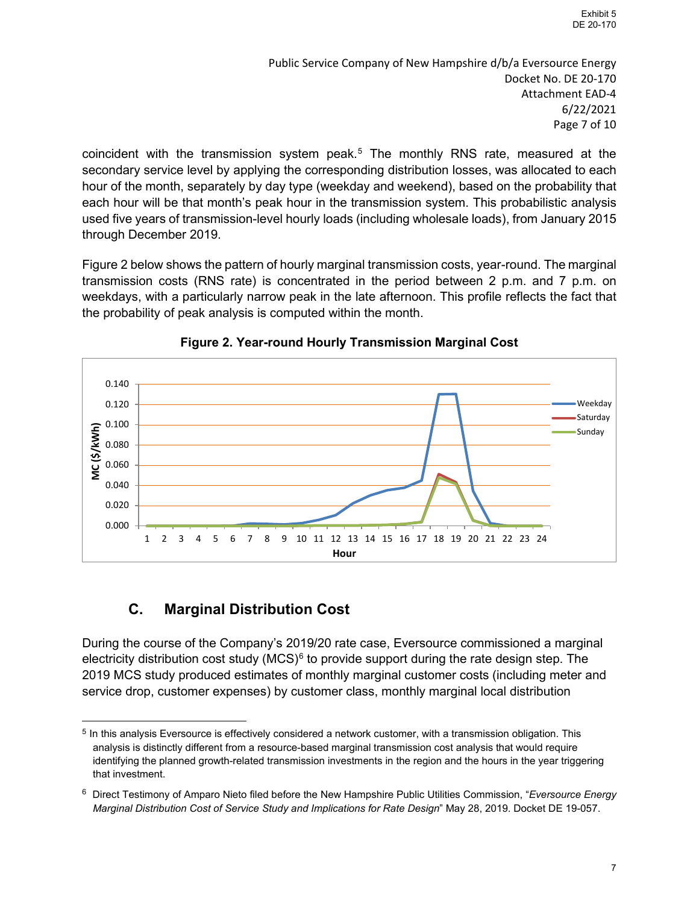coincident with the transmission system peak.[5] The monthly RNS rate, measured at the secondary service level by applying the corresponding distribution losses, was allocated to each hour of the month, separately by day type (weekday and weekend), based on the probability that each hour will be that month's peak hour in the transmission system. This probabilistic analysis used five years of transmission-level hourly loads (including wholesale loads), from January 2015 through December 2019.

Figure 2 below shows the pattern of hourly marginal transmission costs, year-round. The marginal transmission costs (RNS rate) is concentrated in the period between 2 p.m. and 7 p.m. on weekdays, with a particularly narrow peak in the late afternoon. This profile reflects the fact that the probability of peak analysis is computed within the month.

**Figure 2. Year-round Hourly Transmission Marginal Cost**

## C. Marginal Distribution Cost

During the course of the Company's 2019/20 rate case, Eversource commissioned a marginal electricity distribution cost study (MCS)[6] to provide support during the rate design step. The 2019 MCS study produced estimates of monthly marginal customer costs (including meter and service drop, customer expenses) by customer class, monthly marginal local distribution

---

[5] In this analysis Eversource is effectively considered a network customer, with a transmission obligation. This analysis is distinctly different from a resource-based marginal transmission cost analysis that would require identifying the planned growth-related transmission investments in the region and the hours in the year triggering that investment.

[6] Direct Testimony of Amparo Nieto filed before the New Hampshire Public Utilities Commission, "*Eversource Energy Marginal Distribution Cost of Service Study and Implications for Rate Design*" May 28, 2019. Docket DE 19-057.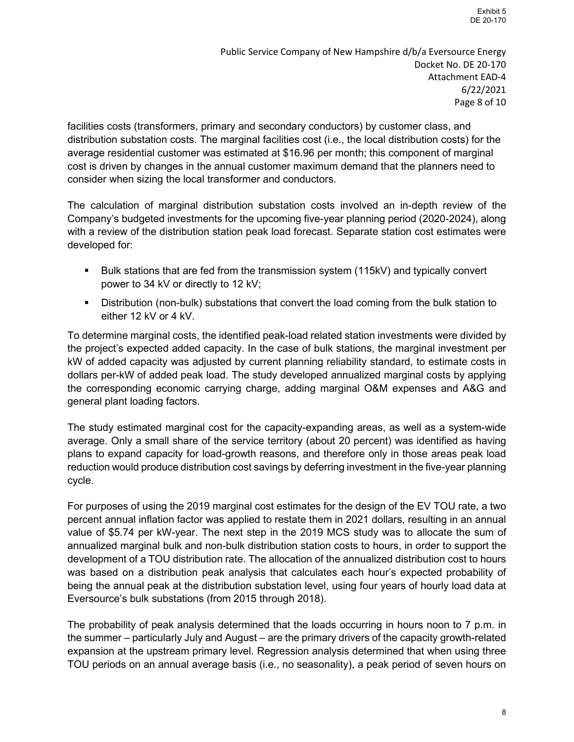facilities costs (transformers, primary and secondary conductors) by customer class, and distribution substation costs. The marginal facilities cost (i.e., the local distribution costs) for the average residential customer was estimated at $16.96 per month; this component of marginal cost is driven by changes in the annual customer maximum demand that the planners need to consider when sizing the local transformer and conductors.

The calculation of marginal distribution substation costs involved an in-depth review of the Company's budgeted investments for the upcoming five-year planning period (2020-2024), along with a review of the distribution station peak load forecast. Separate station cost estimates were developed for:

- Bulk stations that are fed from the transmission system (115kV) and typically convert power to 34 kV or directly to 12 kV;
- Distribution (non-bulk) substations that convert the load coming from the bulk station to either 12 kV or 4 kV.

To determine marginal costs, the identified peak-load related station investments were divided by the project's expected added capacity. In the case of bulk stations, the marginal investment per kW of added capacity was adjusted by current planning reliability standard, to estimate costs in dollars per-kW of added peak load. The study developed annualized marginal costs by applying the corresponding economic carrying charge, adding marginal O&M expenses and A&G and general plant loading factors.

The study estimated marginal cost for the capacity-expanding areas, as well as a system-wide average. Only a small share of the service territory (about 20 percent) was identified as having plans to expand capacity for load-growth reasons, and therefore only in those areas peak load reduction would produce distribution cost savings by deferring investment in the five-year planning cycle.

For purposes of using the 2019 marginal cost estimates for the design of the EV TOU rate, a two percent annual inflation factor was applied to restate them in 2021 dollars, resulting in an annual value of $5.74 per kW-year. The next step in the 2019 MCS study was to allocate the sum of annualized marginal bulk and non-bulk distribution station costs to hours, in order to support the development of a TOU distribution rate. The allocation of the annualized distribution cost to hours was based on a distribution peak analysis that calculates each hour's expected probability of being the annual peak at the distribution substation level, using four years of hourly load data at Eversource's bulk substations (from 2015 through 2018).

The probability of peak analysis determined that the loads occurring in hours noon to 7 p.m. in the summer – particularly July and August – are the primary drivers of the capacity growth-related expansion at the upstream primary level. Regression analysis determined that when using three TOU periods on an annual average basis (i.e., no seasonality), a peak period of seven hours on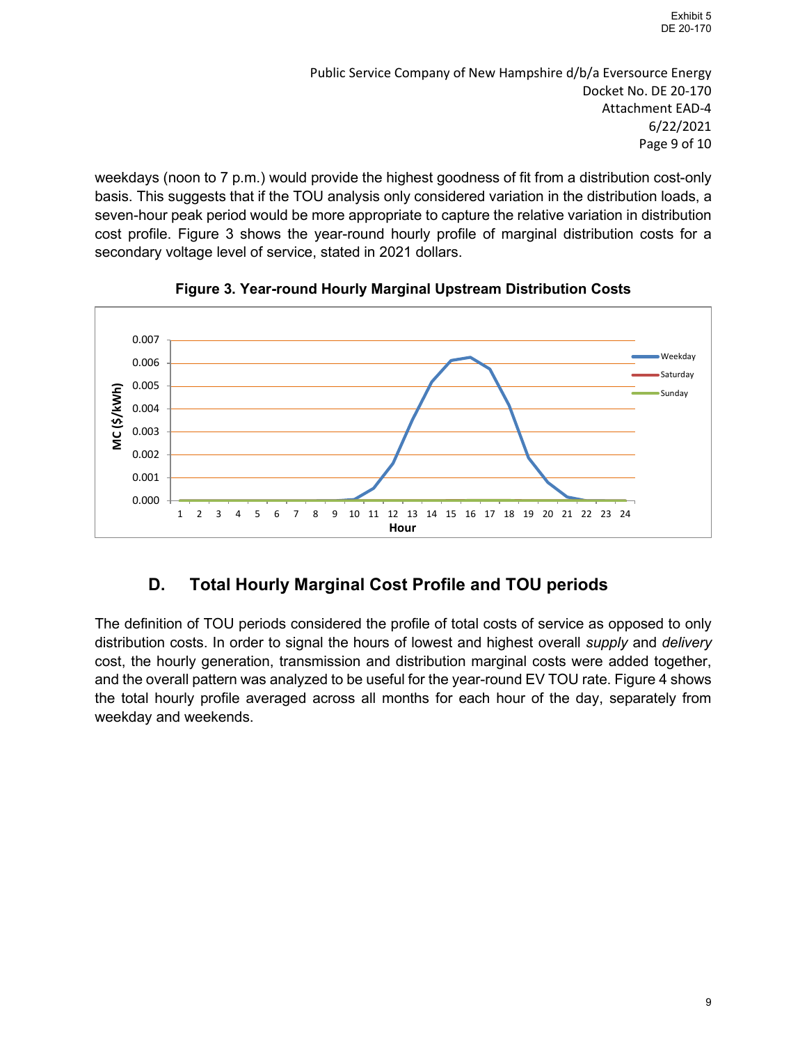weekdays (noon to 7 p.m.) would provide the highest goodness of fit from a distribution cost-only basis. This suggests that if the TOU analysis only considered variation in the distribution loads, a seven-hour peak period would be more appropriate to capture the relative variation in distribution cost profile. Figure 3 shows the year-round hourly profile of marginal distribution costs for a secondary voltage level of service, stated in 2021 dollars.

**Figure 3. Year-round Hourly Marginal Upstream Distribution Costs**

## D. Total Hourly Marginal Cost Profile and TOU periods

The definition of TOU periods considered the profile of total costs of service as opposed to only distribution costs. In order to signal the hours of lowest and highest overall *supply* and *delivery* cost, the hourly generation, transmission and distribution marginal costs were added together, and the overall pattern was analyzed to be useful for the year-round EV TOU rate. Figure 4 shows the total hourly profile averaged across all months for each hour of the day, separately from weekday and weekends.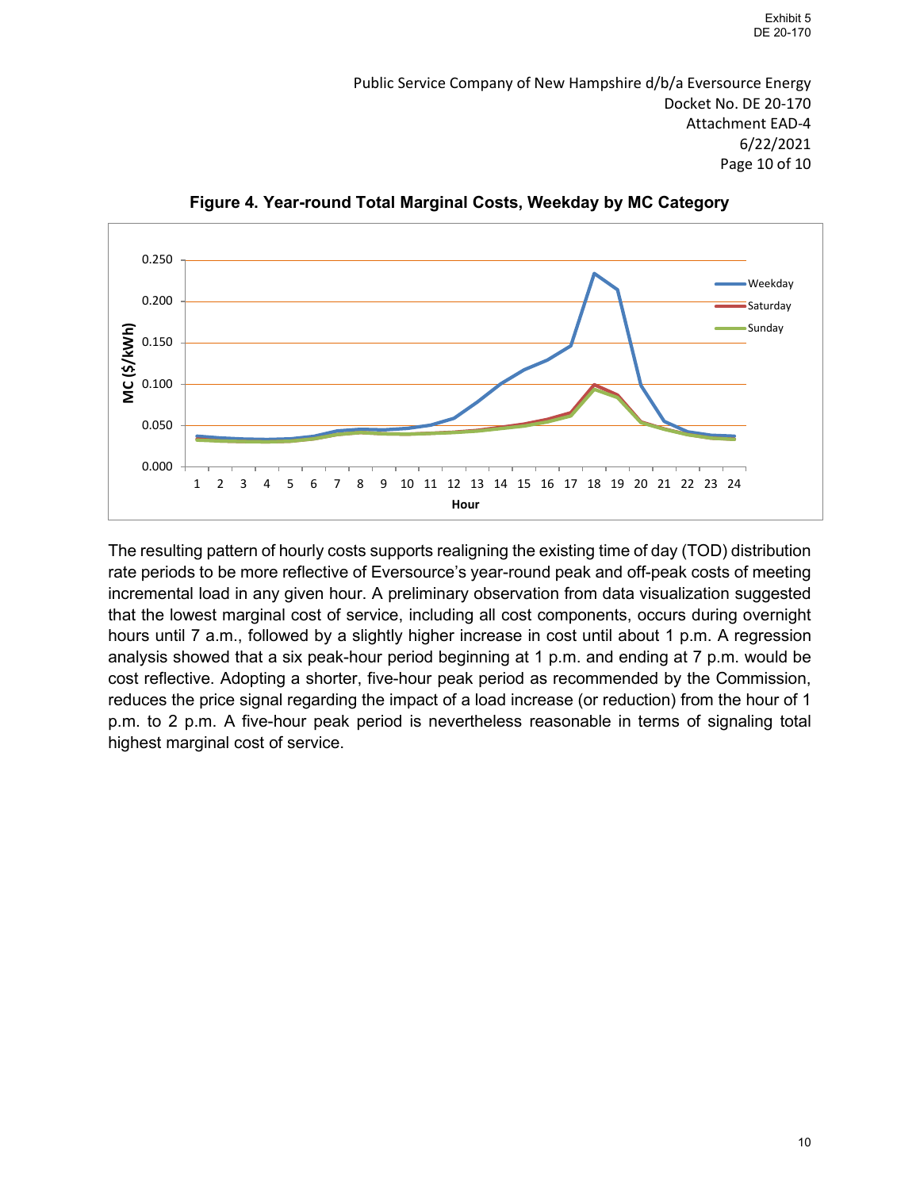Public Service Company of New Hampshire d/b/a Eversource Energy
Docket No. DE 20-170
Attachment EAD-4
6/22/2021

**Figure 4. Year-round Total Marginal Costs, Weekday by MC Category**

0.250
0.200
0.150
0.100
0.050
0.000

MC ($/kWh)

1 2 3 4 5 6 7 8 9 10 11 12 13 14 15 16 17 18 19 20 21 22 23 24

Hour

Weekday
Saturday
Sunday

The resulting pattern of hourly costs supports realigning the existing time of day (TOD) distribution rate periods to be more reflective of Eversource's year-round peak and off-peak costs of meeting incremental load in any given hour. A preliminary observation from data visualization suggested that the lowest marginal cost of service, including all cost components, occurs during overnight hours until 7 a.m., followed by a slightly higher increase in cost until about 1 p.m. A regression analysis showed that a six peak-hour period beginning at 1 p.m. and ending at 7 p.m. would be cost reflective. Adopting a shorter, five-hour peak period as recommended by the Commission, reduces the price signal regarding the impact of a load increase (or reduction) from the hour of 1 p.m. to 2 p.m. A five-hour peak period is nevertheless reasonable in terms of signaling total highest marginal cost of service.